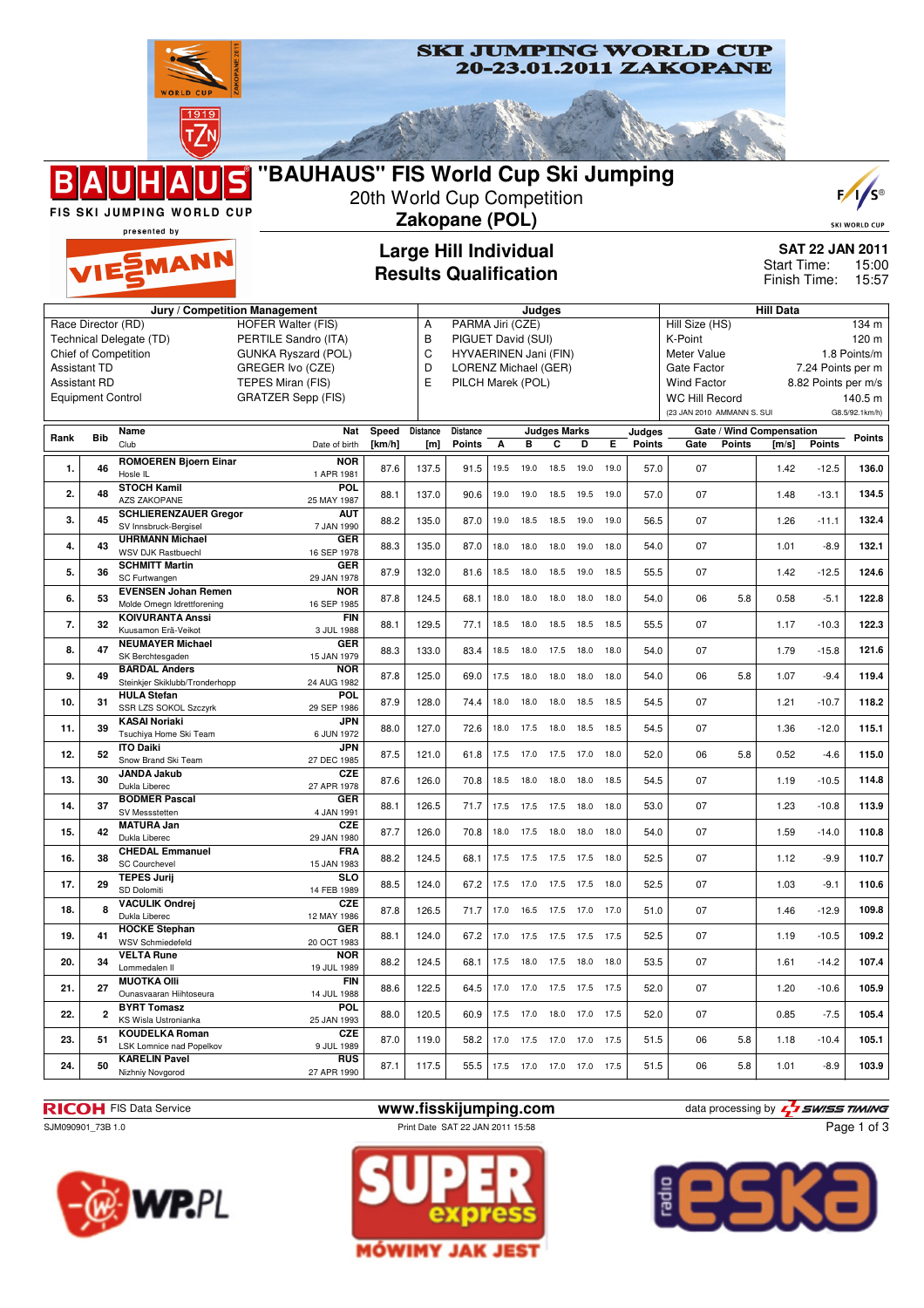# SKI JUMPING WORLD CUP 20-23.01.2011 ZAKOPANE

## "BAUHAUS" FIS World Cup Ski Jumping

20th World Cup Competition

**Zakopane (POL)**

FIS SKI JUMPING WORLD CUP presented by VIESSMANN

## Large Hill Individual
## Results Qualification

**SAT 22 JAN 2011**
Start Time: 15:00
Finish Time: 15:57

| Jury / Competition Management | | Judges | | Hill Data | |
|---|---|---|---|---|---|
| Race Director (RD) | HOFER Walter (FIS) | A | PARMA Jiri (CZE) | Hill Size (HS) | 134 m |
| Technical Delegate (TD) | PERTILE Sandro (ITA) | B | PIGUET David (SUI) | K-Point | 120 m |
| Chief of Competition | GUNKA Ryszard (POL) | C | HYVAERINEN Jani (FIN) | Meter Value | 1.8 Points/m |
| Assistant TD | GREGER Ivo (CZE) | D | LORENZ Michael (GER) | Gate Factor | 7.24 Points per m |
| Assistant RD | TEPES Miran (FIS) | E | PILCH Marek (POL) | Wind Factor | 8.82 Points per m/s |
| Equipment Control | GRATZER Sepp (FIS) | | | WC Hill Record | 140.5 m |
| | | | | (23 JAN 2010 AMMANN S. SUI | G8.5/92.1km/h) |

| Rank | Bib | Name / Club | Nat / Date of birth | Speed [km/h] | Distance [m] | Distance Points | A | B | C | D | E | Judges Points | Gate | Gate Points | Wind [m/s] | Wind Points | Points |
|---|---|---|---|---|---|---|---|---|---|---|---|---|---|---|---|---|---|
| 1. | 46 | ROMOEREN Bjoern Einar / Hosle IL | NOR / 1 APR 1981 | 87.6 | 137.5 | 91.5 | 19.5 | 19.0 | 18.5 | 19.0 | 19.0 | 57.0 | 07 | | 1.42 | -12.5 | 136.0 |
| 2. | 48 | STOCH Kamil / AZS ZAKOPANE | POL / 25 MAY 1987 | 88.1 | 137.0 | 90.6 | 19.0 | 19.0 | 18.5 | 19.5 | 19.0 | 57.0 | 07 | | 1.48 | -13.1 | 134.5 |
| 3. | 45 | SCHLIERENZAUER Gregor / SV Innsbruck-Bergisel | AUT / 7 JAN 1990 | 88.2 | 135.0 | 87.0 | 19.0 | 18.5 | 18.5 | 19.0 | 19.0 | 56.5 | 07 | | 1.26 | -11.1 | 132.4 |
| 4. | 43 | UHRMANN Michael / WSV DJK Rastbuechl | GER / 16 SEP 1978 | 88.3 | 135.0 | 87.0 | 18.0 | 18.0 | 18.0 | 19.0 | 18.0 | 54.0 | 07 | | 1.01 | -8.9 | 132.1 |
| 5. | 36 | SCHMITT Martin / SC Furtwangen | GER / 29 JAN 1978 | 87.9 | 132.0 | 81.6 | 18.5 | 18.0 | 18.5 | 19.0 | 18.5 | 55.5 | 07 | | 1.42 | -12.5 | 124.6 |
| 6. | 53 | EVENSEN Johan Remen / Molde Omegn Idrettforening | NOR / 16 SEP 1985 | 87.8 | 124.5 | 68.1 | 18.0 | 18.0 | 18.0 | 18.0 | 18.0 | 54.0 | 06 | 5.8 | 0.58 | -5.1 | 122.8 |
| 7. | 32 | KOIVURANTA Anssi / Kuusamon Erä-Veikot | FIN / 3 JUL 1988 | 88.1 | 129.5 | 77.1 | 18.5 | 18.0 | 18.5 | 18.5 | 18.5 | 55.5 | 07 | | 1.17 | -10.3 | 122.3 |
| 8. | 47 | NEUMAYER Michael / SK Berchtesgaden | GER / 15 JAN 1979 | 88.3 | 133.0 | 83.4 | 18.5 | 18.0 | 17.5 | 18.0 | 18.0 | 54.0 | 07 | | 1.79 | -15.8 | 121.6 |
| 9. | 49 | BARDAL Anders / Steinkjer Skiklubb/Tronderhopp | NOR / 24 AUG 1982 | 87.8 | 125.0 | 69.0 | 17.5 | 18.0 | 18.0 | 18.0 | 18.0 | 54.0 | 06 | 5.8 | 1.07 | -9.4 | 119.4 |
| 10. | 31 | HULA Stefan / SSR LZS SOKOL Szczyrk | POL / 29 SEP 1986 | 87.9 | 128.0 | 74.4 | 18.0 | 18.0 | 18.0 | 18.5 | 18.5 | 54.5 | 07 | | 1.21 | -10.7 | 118.2 |
| 11. | 39 | KASAI Noriaki / Tsuchiya Home Ski Team | JPN / 6 JUN 1972 | 88.0 | 127.0 | 72.6 | 18.0 | 17.5 | 18.0 | 18.5 | 18.5 | 54.5 | 07 | | 1.36 | -12.0 | 115.1 |
| 12. | 52 | ITO Daiki / Snow Brand Ski Team | JPN / 27 DEC 1985 | 87.5 | 121.0 | 61.8 | 17.5 | 17.0 | 17.5 | 17.0 | 18.0 | 52.0 | 06 | 5.8 | 0.52 | -4.6 | 115.0 |
| 13. | 30 | JANDA Jakub / Dukla Liberec | CZE / 27 APR 1978 | 87.6 | 126.0 | 70.8 | 18.5 | 18.0 | 18.0 | 18.0 | 18.5 | 54.5 | 07 | | 1.19 | -10.5 | 114.8 |
| 14. | 37 | BODMER Pascal / SV Messstetten | GER / 4 JAN 1991 | 88.1 | 126.5 | 71.7 | 17.5 | 17.5 | 17.5 | 18.0 | 18.0 | 53.0 | 07 | | 1.23 | -10.8 | 113.9 |
| 15. | 42 | MATURA Jan / Dukla Liberec | CZE / 29 JAN 1980 | 87.7 | 126.0 | 70.8 | 18.0 | 17.5 | 18.0 | 18.0 | 18.0 | 54.0 | 07 | | 1.59 | -14.0 | 110.8 |
| 16. | 38 | CHEDAL Emmanuel / SC Courchevel | FRA / 15 JAN 1983 | 88.2 | 124.5 | 68.1 | 17.5 | 17.5 | 17.5 | 17.5 | 18.0 | 52.5 | 07 | | 1.12 | -9.9 | 110.7 |
| 17. | 29 | TEPES Jurij / SD Dolomiti | SLO / 14 FEB 1989 | 88.5 | 124.0 | 67.2 | 17.5 | 17.0 | 17.5 | 17.5 | 18.0 | 52.5 | 07 | | 1.03 | -9.1 | 110.6 |
| 18. | 8 | VACULIK Ondrej / Dukla Liberec | CZE / 12 MAY 1986 | 87.8 | 126.5 | 71.7 | 17.0 | 16.5 | 17.5 | 17.0 | 17.0 | 51.0 | 07 | | 1.46 | -12.9 | 109.8 |
| 19. | 41 | HOCKE Stephan / WSV Schmiedefeld | GER / 20 OCT 1983 | 88.1 | 124.0 | 67.2 | 17.0 | 17.5 | 17.5 | 17.5 | 17.5 | 52.5 | 07 | | 1.19 | -10.5 | 109.2 |
| 20. | 34 | VELTA Rune / Lommedalen Il | NOR / 19 JUL 1989 | 88.2 | 124.5 | 68.1 | 17.5 | 18.0 | 17.5 | 18.0 | 18.0 | 53.5 | 07 | | 1.61 | -14.2 | 107.4 |
| 21. | 27 | MUOTKA Olli / Ounasvaaran Hiihtoseura | FIN / 14 JUL 1988 | 88.6 | 122.5 | 64.5 | 17.0 | 17.0 | 17.5 | 17.5 | 17.5 | 52.0 | 07 | | 1.20 | -10.6 | 105.9 |
| 22. | 2 | BYRT Tomasz / KS Wisla Ustronianka | POL / 25 JAN 1993 | 88.0 | 120.5 | 60.9 | 17.5 | 17.0 | 18.0 | 17.0 | 17.5 | 52.0 | 07 | | 0.85 | -7.5 | 105.4 |
| 23. | 51 | KOUDELKA Roman / LSK Lomnice nad Popelkov | CZE / 9 JUL 1989 | 87.0 | 119.0 | 58.2 | 17.0 | 17.5 | 17.0 | 17.0 | 17.5 | 51.5 | 06 | 5.8 | 1.18 | -10.4 | 105.1 |
| 24. | 50 | KARELIN Pavel / Nizhniy Novgorod | RUS / 27 APR 1990 | 87.1 | 117.5 | 55.5 | 17.5 | 17.0 | 17.0 | 17.0 | 17.5 | 51.5 | 06 | 5.8 | 1.01 | -8.9 | 103.9 |

RICOH FIS Data Service — www.fisskijumping.com — data processing by SWISS TIMING

SJM090901_73B 1.0 — Print Date SAT 22 JAN 2011 15:58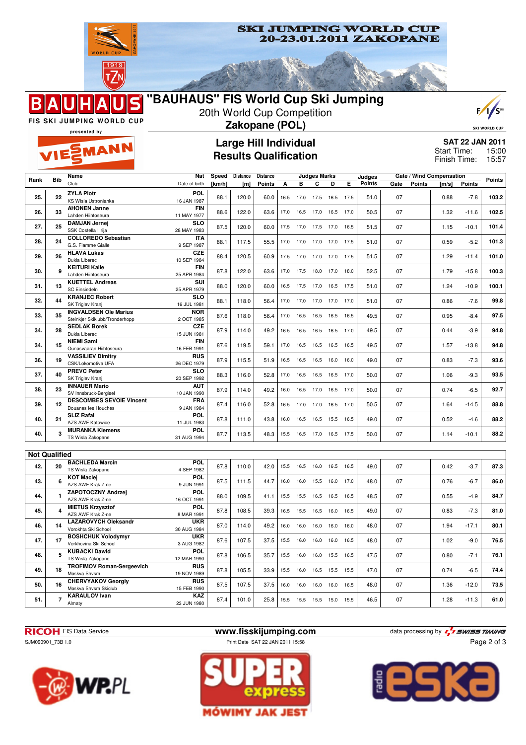# SKI JUMPING WORLD CUP 20-23.01.2011 ZAKOPANE

## "BAUHAUS" FIS World Cup Ski Jumping

20th World Cup Competition

**Zakopane (POL)**

FIS SKI JUMPING WORLD CUP presented by VIESSMANN

### Large Hill Individual
### Results Qualification

**SAT 22 JAN 2011**
Start Time: 15:00
Finish Time: 15:57

| Rank | Bib | Name / Club | Nat / Date of birth | Speed [km/h] | Distance [m] | Distance Points | A | B | C | D | E | Judges Points | Gate | Gate Points | Wind [m/s] | Wind Points | Points |
|---|---|---|---|---|---|---|---|---|---|---|---|---|---|---|---|---|---|
| 25. | 22 | **ZYLA Piotr** KS Wisla Ustronianka | POL 16 JAN 1987 | 88.1 | 120.0 | 60.0 | 16.5 | 17.0 | 17.5 | 16.5 | 17.5 | 51.0 | 07 | | 0.88 | -7.8 | 103.2 |
| 26. | 33 | **AHONEN Janne** Lahden Hiihtoseura | FIN 11 MAY 1977 | 88.6 | 122.0 | 63.6 | 17.0 | 16.5 | 17.0 | 16.5 | 17.0 | 50.5 | 07 | | 1.32 | -11.6 | 102.5 |
| 27. | 25 | **DAMJAN Jernej** SSK Costella Ilirija | SLO 28 MAY 1983 | 87.5 | 120.0 | 60.0 | 17.5 | 17.0 | 17.5 | 17.0 | 16.5 | 51.5 | 07 | | 1.15 | -10.1 | 101.4 |
| 28. | 24 | **COLLOREDO Sebastian** G.S. Fiamme Gialle | ITA 9 SEP 1987 | 88.1 | 117.5 | 55.5 | 17.0 | 17.0 | 17.0 | 17.0 | 17.5 | 51.0 | 07 | | 0.59 | -5.2 | 101.3 |
| 29. | 26 | **HLAVA Lukas** Dukla Liberec | CZE 10 SEP 1984 | 88.4 | 120.5 | 60.9 | 17.5 | 17.0 | 17.0 | 17.0 | 17.5 | 51.5 | 07 | | 1.29 | -11.4 | 101.0 |
| 30. | 9 | **KEITURI Kalle** Lahden Hiihtoseura | FIN 25 APR 1984 | 87.8 | 122.0 | 63.6 | 17.0 | 17.5 | 18.0 | 17.0 | 18.0 | 52.5 | 07 | | 1.79 | -15.8 | 100.3 |
| 31. | 13 | **KUETTEL Andreas** SC Einsiedeln | SUI 25 APR 1979 | 88.0 | 120.0 | 60.0 | 16.5 | 17.5 | 17.0 | 16.5 | 17.5 | 51.0 | 07 | | 1.24 | -10.9 | 100.1 |
| 32. | 44 | **KRANJEC Robert** SK Triglav Kranj | SLO 16 JUL 1981 | 88.1 | 118.0 | 56.4 | 17.0 | 17.0 | 17.0 | 17.0 | 17.0 | 51.0 | 07 | | 0.86 | -7.6 | 99.8 |
| 33. | 35 | **INGVALDSEN Ole Marius** Steinkjer Skiklubb/Tronderhopp | NOR 2 OCT 1985 | 87.6 | 118.0 | 56.4 | 17.0 | 16.5 | 16.5 | 16.5 | 16.5 | 49.5 | 07 | | 0.95 | -8.4 | 97.5 |
| 34. | 28 | **SEDLAK Borek** Dukla Liberec | CZE 15 JUN 1981 | 87.9 | 114.0 | 49.2 | 16.5 | 16.5 | 16.5 | 16.5 | 17.0 | 49.5 | 07 | | 0.44 | -3.9 | 94.8 |
| 34. | 15 | **NIEMI Sami** Ounasvaaran Hiihtoseura | FIN 16 FEB 1991 | 87.6 | 119.5 | 59.1 | 17.0 | 16.5 | 16.5 | 16.5 | 16.5 | 49.5 | 07 | | 1.57 | -13.8 | 94.8 |
| 36. | 19 | **VASSILIEV Dimitry** CSK/Lokomotiva UFA | RUS 26 DEC 1979 | 87.9 | 115.5 | 51.9 | 16.5 | 16.5 | 16.5 | 16.0 | 16.0 | 49.0 | 07 | | 0.83 | -7.3 | 93.6 |
| 37. | 40 | **PREVC Peter** SK Triglav Kranj | SLO 20 SEP 1992 | 88.3 | 116.0 | 52.8 | 17.0 | 16.5 | 16.5 | 16.5 | 17.0 | 50.0 | 07 | | 1.06 | -9.3 | 93.5 |
| 38. | 23 | **INNAUER Mario** SV Innsbruck-Bergisel | AUT 10 JAN 1990 | 87.9 | 114.0 | 49.2 | 16.0 | 16.5 | 17.0 | 16.5 | 17.0 | 50.0 | 07 | | 0.74 | -6.5 | 92.7 |
| 39. | 12 | **DESCOMBES SEVOIE Vincent** Douanes les Houches | FRA 9 JAN 1984 | 87.4 | 116.0 | 52.8 | 16.5 | 17.0 | 17.0 | 16.5 | 17.0 | 50.5 | 07 | | 1.64 | -14.5 | 88.8 |
| 40. | 21 | **SLIZ Rafal** AZS AWF Katowice | POL 11 JUL 1983 | 87.8 | 111.0 | 43.8 | 16.0 | 16.5 | 16.5 | 15.5 | 16.5 | 49.0 | 07 | | 0.52 | -4.6 | 88.2 |
| 40. | 3 | **MURANKA Klemens** TS Wisla Zakopane | POL 31 AUG 1994 | 87.7 | 113.5 | 48.3 | 15.5 | 16.5 | 17.0 | 16.5 | 17.5 | 50.0 | 07 | | 1.14 | -10.1 | 88.2 |

### Not Qualified

| Rank | Bib | Name / Club | Nat / Date of birth | Speed [km/h] | Distance [m] | Distance Points | A | B | C | D | E | Judges Points | Gate | Gate Points | Wind [m/s] | Wind Points | Points |
|---|---|---|---|---|---|---|---|---|---|---|---|---|---|---|---|---|---|
| 42. | 20 | **BACHLEDA Marcin** TS Wisla Zakopane | POL 4 SEP 1982 | 87.8 | 110.0 | 42.0 | 15.5 | 16.5 | 16.0 | 16.5 | 16.5 | 49.0 | 07 | | 0.42 | -3.7 | 87.3 |
| 43. | 6 | **KOT Maciej** AZS AWF Krak Z-ne | POL 9 JUN 1991 | 87.5 | 111.5 | 44.7 | 16.0 | 16.0 | 15.5 | 16.0 | 17.0 | 48.0 | 07 | | 0.76 | -6.7 | 86.0 |
| 44. | 1 | **ZAPOTOCZNY Andrzej** AZS AWF Krak Z-ne | POL 16 OCT 1991 | 88.0 | 109.5 | 41.1 | 15.5 | 15.5 | 16.5 | 16.5 | 16.5 | 48.5 | 07 | | 0.55 | -4.9 | 84.7 |
| 45. | 4 | **MIETUS Krzysztof** AZS AWF Krak Z-ne | POL 8 MAR 1991 | 87.8 | 108.5 | 39.3 | 16.5 | 15.5 | 16.5 | 16.0 | 16.5 | 49.0 | 07 | | 0.83 | -7.3 | 81.0 |
| 46. | 14 | **LAZAROVYCH Oleksandr** Vorokhta Ski School | UKR 30 AUG 1984 | 87.0 | 114.0 | 49.2 | 16.0 | 16.0 | 16.0 | 16.0 | 16.0 | 48.0 | 07 | | 1.94 | -17.1 | 80.1 |
| 47. | 17 | **BOSHCHUK Volodymyr** Verkhovina Ski School | UKR 3 AUG 1982 | 87.6 | 107.5 | 37.5 | 15.5 | 16.0 | 16.0 | 16.0 | 16.5 | 48.0 | 07 | | 1.02 | -9.0 | 76.5 |
| 48. | 5 | **KUBACKI Dawid** TS Wisla Zakopane | POL 12 MAR 1990 | 87.8 | 106.5 | 35.7 | 15.5 | 16.0 | 16.0 | 15.5 | 16.5 | 47.5 | 07 | | 0.80 | -7.1 | 76.1 |
| 49. | 18 | **TROFIMOV Roman-Sergeevich** Moskva Shvsm | RUS 19 NOV 1989 | 87.8 | 105.5 | 33.9 | 15.5 | 16.0 | 16.5 | 15.5 | 15.5 | 47.0 | 07 | | 0.74 | -6.5 | 74.4 |
| 50. | 16 | **CHERVYAKOV Georgiy** Moskva Shvsm Skiclub | RUS 15 FEB 1990 | 87.5 | 107.5 | 37.5 | 16.0 | 16.0 | 16.0 | 16.0 | 16.5 | 48.0 | 07 | | 1.36 | -12.0 | 73.5 |
| 51. | 7 | **KARAULOV Ivan** Almaty | KAZ 23 JUN 1980 | 87.4 | 101.0 | 25.8 | 15.5 | 15.5 | 15.5 | 15.0 | 15.5 | 46.5 | 07 | | 1.28 | -11.3 | 61.0 |

RICOH FIS Data Service — www.fisskijumping.com — data processing by SWISS TIMING

SJM090901_73B 1.0 — Print Date SAT 22 JAN 2011 15:58

WP.PL — SUPER express MÓWIMY JAK JEST — radio eska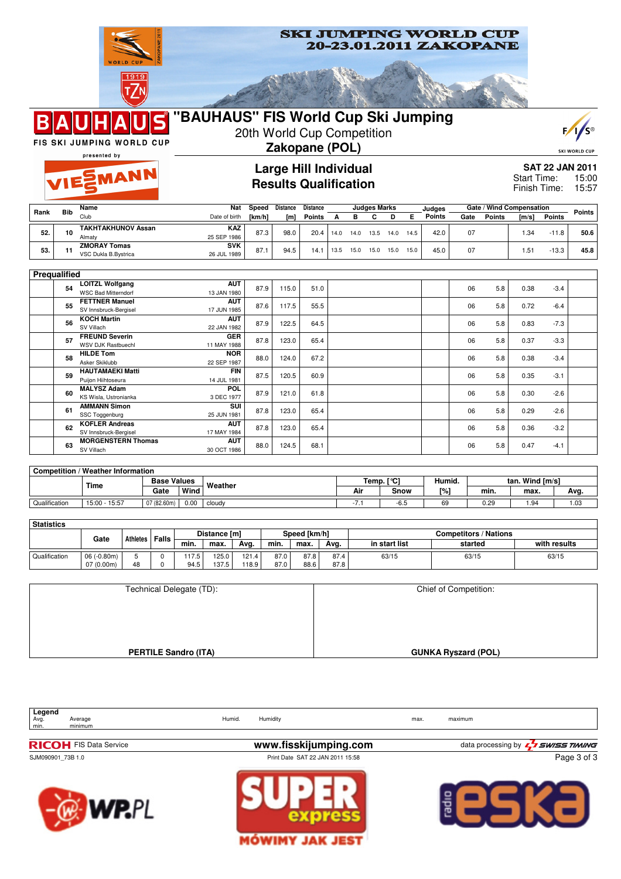# "BAUHAUS" FIS World Cup Ski Jumping

20th World Cup Competition

**Zakopane (POL)**

## Large Hill Individual
## Results Qualification

**SAT 22 JAN 2011**
Start Time: 15:00
Finish Time: 15:57

| Rank | Bib | Name / Club | Nat / Date of birth | Speed [km/h] | Distance [m] | Distance Points | A | B | C | D | E | Judges Points | Gate | Gate Points | Wind [m/s] | Wind Points | Points |
|---|---|---|---|---|---|---|---|---|---|---|---|---|---|---|---|---|---|
| 52. | 10 | TAKHTAKHUNOV Assan / Almaty | KAZ / 25 SEP 1986 | 87.3 | 98.0 | 20.4 | 14.0 | 14.0 | 13.5 | 14.0 | 14.5 | 42.0 | 07 | | 1.34 | -11.8 | 50.6 |
| 53. | 11 | ZMORAY Tomas / VSC Dukla B.Bystrica | SVK / 26 JUL 1989 | 87.1 | 94.5 | 14.1 | 13.5 | 15.0 | 15.0 | 15.0 | 15.0 | 45.0 | 07 | | 1.51 | -13.3 | 45.8 |

### Prequalified

| Rank | Bib | Name / Club | Nat / Date of birth | Speed [km/h] | Distance [m] | Distance Points | A | B | C | D | E | Judges Points | Gate | Gate Points | Wind [m/s] | Wind Points | Points |
|---|---|---|---|---|---|---|---|---|---|---|---|---|---|---|---|---|---|
| | 54 | LOITZL Wolfgang / WSC Bad Mitterndorf | AUT / 13 JAN 1980 | 87.9 | 115.0 | 51.0 | | | | | | | 06 | 5.8 | 0.38 | -3.4 | |
| | 55 | FETTNER Manuel / SV Innsbruck-Bergisel | AUT / 17 JUN 1985 | 87.6 | 117.5 | 55.5 | | | | | | | 06 | 5.8 | 0.72 | -6.4 | |
| | 56 | KOCH Martin / SV Villach | AUT / 22 JAN 1982 | 87.9 | 122.5 | 64.5 | | | | | | | 06 | 5.8 | 0.83 | -7.3 | |
| | 57 | FREUND Severin / WSV DJK Rastbuechl | GER / 11 MAY 1988 | 87.8 | 123.0 | 65.4 | | | | | | | 06 | 5.8 | 0.37 | -3.3 | |
| | 58 | HILDE Tom / Asker Skiklubb | NOR / 22 SEP 1987 | 88.0 | 124.0 | 67.2 | | | | | | | 06 | 5.8 | 0.38 | -3.4 | |
| | 59 | HAUTAMAEKI Matti / Puijon Hiihtoseura | FIN / 14 JUL 1981 | 87.5 | 120.5 | 60.9 | | | | | | | 06 | 5.8 | 0.35 | -3.1 | |
| | 60 | MALYSZ Adam / KS Wisla, Ustronianka | POL / 3 DEC 1977 | 87.9 | 121.0 | 61.8 | | | | | | | 06 | 5.8 | 0.30 | -2.6 | |
| | 61 | AMMANN Simon / SSC Toggenburg | SUI / 25 JUN 1981 | 87.8 | 123.0 | 65.4 | | | | | | | 06 | 5.8 | 0.29 | -2.6 | |
| | 62 | KOFLER Andreas / SV Innsbruck-Bergisel | AUT / 17 MAY 1984 | 87.8 | 123.0 | 65.4 | | | | | | | 06 | 5.8 | 0.36 | -3.2 | |
| | 63 | MORGENSTERN Thomas / SV Villach | AUT / 30 OCT 1986 | 88.0 | 124.5 | 68.1 | | | | | | | 06 | 5.8 | 0.47 | -4.1 | |

### Competition / Weather Information

| | Time | Base Values Gate | Base Values Wind | Weather | Temp. [°C] Air | Temp. [°C] Snow | Humid. [%] | tan. Wind [m/s] min. | max. | Avg. |
|---|---|---|---|---|---|---|---|---|---|---|
| Qualification | 15:00 - 15:57 | 07 (82.60m) | 0.00 | cloudy | -7.1 | -6.5 | 69 | 0.29 | 1.94 | 1.03 |

### Statistics

| | Gate | Athletes | Falls | Distance [m] min. | max. | Avg. | Speed [km/h] min. | max. | Avg. | Competitors / Nations in start list | started | with results |
|---|---|---|---|---|---|---|---|---|---|---|---|---|
| Qualification | 06 (-0.80m) | 5 | 0 | 117.5 | 125.0 | 121.4 | 87.0 | 87.8 | 87.4 | 63/15 | 63/15 | 63/15 |
| | 07 (0.00m) | 48 | 0 | 94.5 | 137.5 | 118.9 | 87.0 | 88.6 | 87.8 | | | |

Technical Delegate (TD): **PERTILE Sandro (ITA)**

Chief of Competition: **GUNKA Ryszard (POL)**

**Legend**
Avg. Average
min. minimum
Humid. Humidity
max. maximum

RICOH FIS Data Service | www.fisskijumping.com | data processing by SWISS TIMING

SJM090901_73B 1.0 | Print Date SAT 22 JAN 2011 15:58